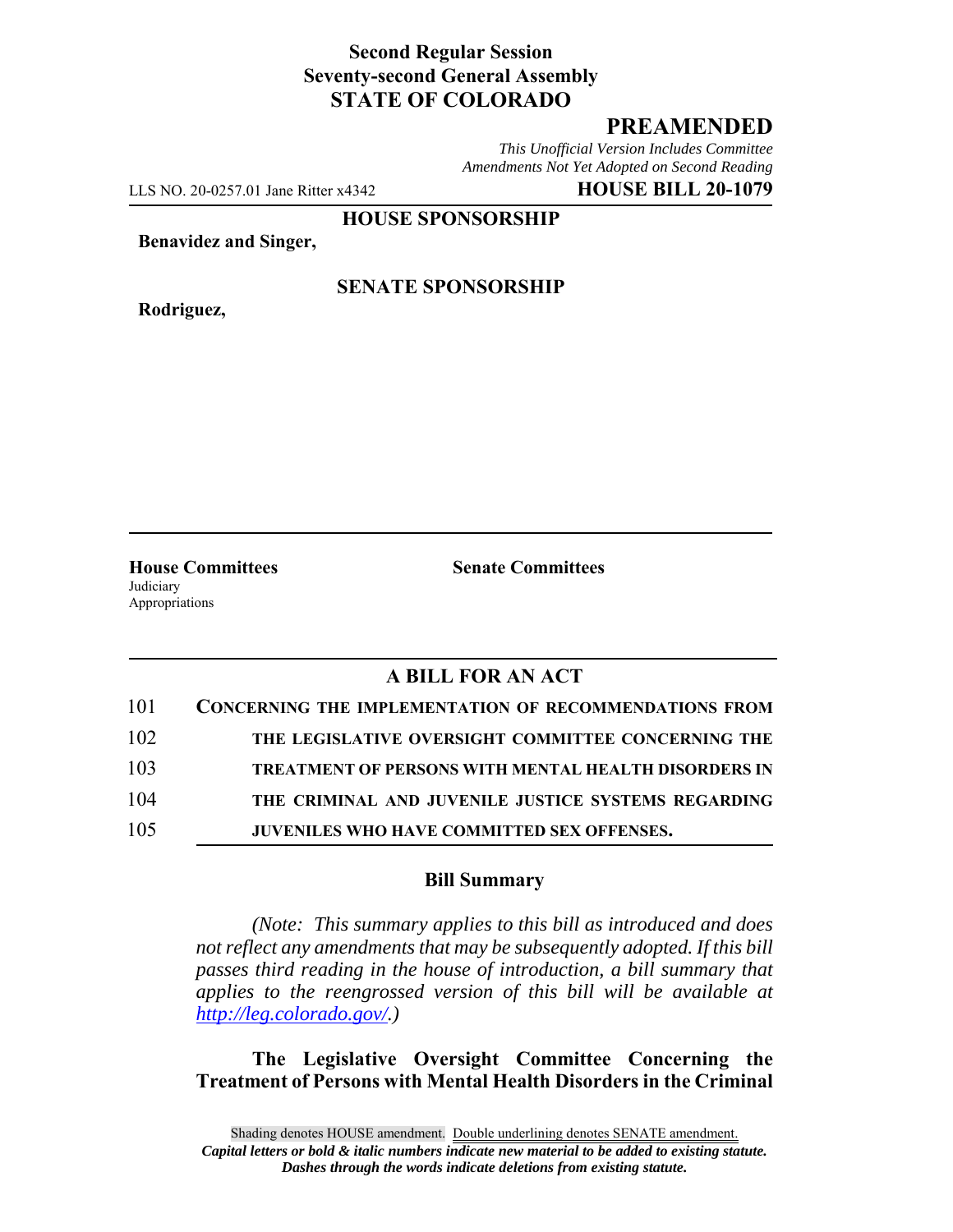**Second Regular Session**
**Seventy-second General Assembly**
**STATE OF COLORADO**

# PREAMENDED

*This Unofficial Version Includes Committee Amendments Not Yet Adopted on Second Reading*

LLS NO. 20-0257.01 Jane Ritter x4342 **HOUSE BILL 20-1079**

**HOUSE SPONSORSHIP**

**Benavidez and Singer,**

**SENATE SPONSORSHIP**

**Rodriguez,**

**House Committees**
Judiciary
Appropriations

**Senate Committees**

## A BILL FOR AN ACT

101 **CONCERNING THE IMPLEMENTATION OF RECOMMENDATIONS FROM**
102 **THE LEGISLATIVE OVERSIGHT COMMITTEE CONCERNING THE**
103 **TREATMENT OF PERSONS WITH MENTAL HEALTH DISORDERS IN**
104 **THE CRIMINAL AND JUVENILE JUSTICE SYSTEMS REGARDING**
105 **JUVENILES WHO HAVE COMMITTED SEX OFFENSES.**

### Bill Summary

*(Note: This summary applies to this bill as introduced and does not reflect any amendments that may be subsequently adopted. If this bill passes third reading in the house of introduction, a bill summary that applies to the reengrossed version of this bill will be available at http://leg.colorado.gov/.)*

**The Legislative Oversight Committee Concerning the Treatment of Persons with Mental Health Disorders in the Criminal**

Shading denotes HOUSE amendment. Double underlining denotes SENATE amendment.
***Capital letters or bold & italic numbers indicate new material to be added to existing statute.***
***Dashes through the words indicate deletions from existing statute.***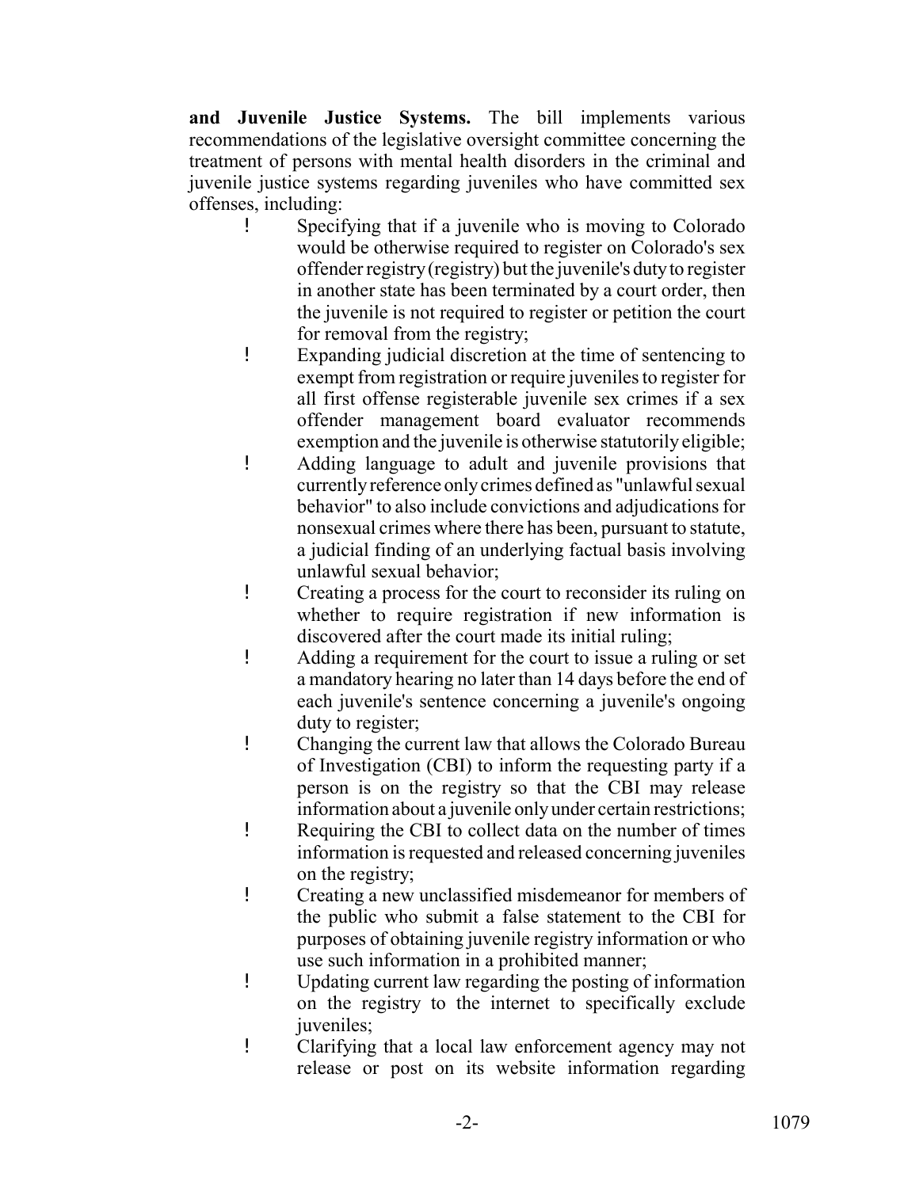**and Juvenile Justice Systems.** The bill implements various recommendations of the legislative oversight committee concerning the treatment of persons with mental health disorders in the criminal and juvenile justice systems regarding juveniles who have committed sex offenses, including:

- Specifying that if a juvenile who is moving to Colorado would be otherwise required to register on Colorado's sex offender registry (registry) but the juvenile's duty to register in another state has been terminated by a court order, then the juvenile is not required to register or petition the court for removal from the registry;
- Expanding judicial discretion at the time of sentencing to exempt from registration or require juveniles to register for all first offense registerable juvenile sex crimes if a sex offender management board evaluator recommends exemption and the juvenile is otherwise statutorily eligible;
- Adding language to adult and juvenile provisions that currently reference only crimes defined as "unlawful sexual behavior" to also include convictions and adjudications for nonsexual crimes where there has been, pursuant to statute, a judicial finding of an underlying factual basis involving unlawful sexual behavior;
- Creating a process for the court to reconsider its ruling on whether to require registration if new information is discovered after the court made its initial ruling;
- Adding a requirement for the court to issue a ruling or set a mandatory hearing no later than 14 days before the end of each juvenile's sentence concerning a juvenile's ongoing duty to register;
- Changing the current law that allows the Colorado Bureau of Investigation (CBI) to inform the requesting party if a person is on the registry so that the CBI may release information about a juvenile only under certain restrictions;
- Requiring the CBI to collect data on the number of times information is requested and released concerning juveniles on the registry;
- Creating a new unclassified misdemeanor for members of the public who submit a false statement to the CBI for purposes of obtaining juvenile registry information or who use such information in a prohibited manner;
- Updating current law regarding the posting of information on the registry to the internet to specifically exclude juveniles;
- Clarifying that a local law enforcement agency may not release or post on its website information regarding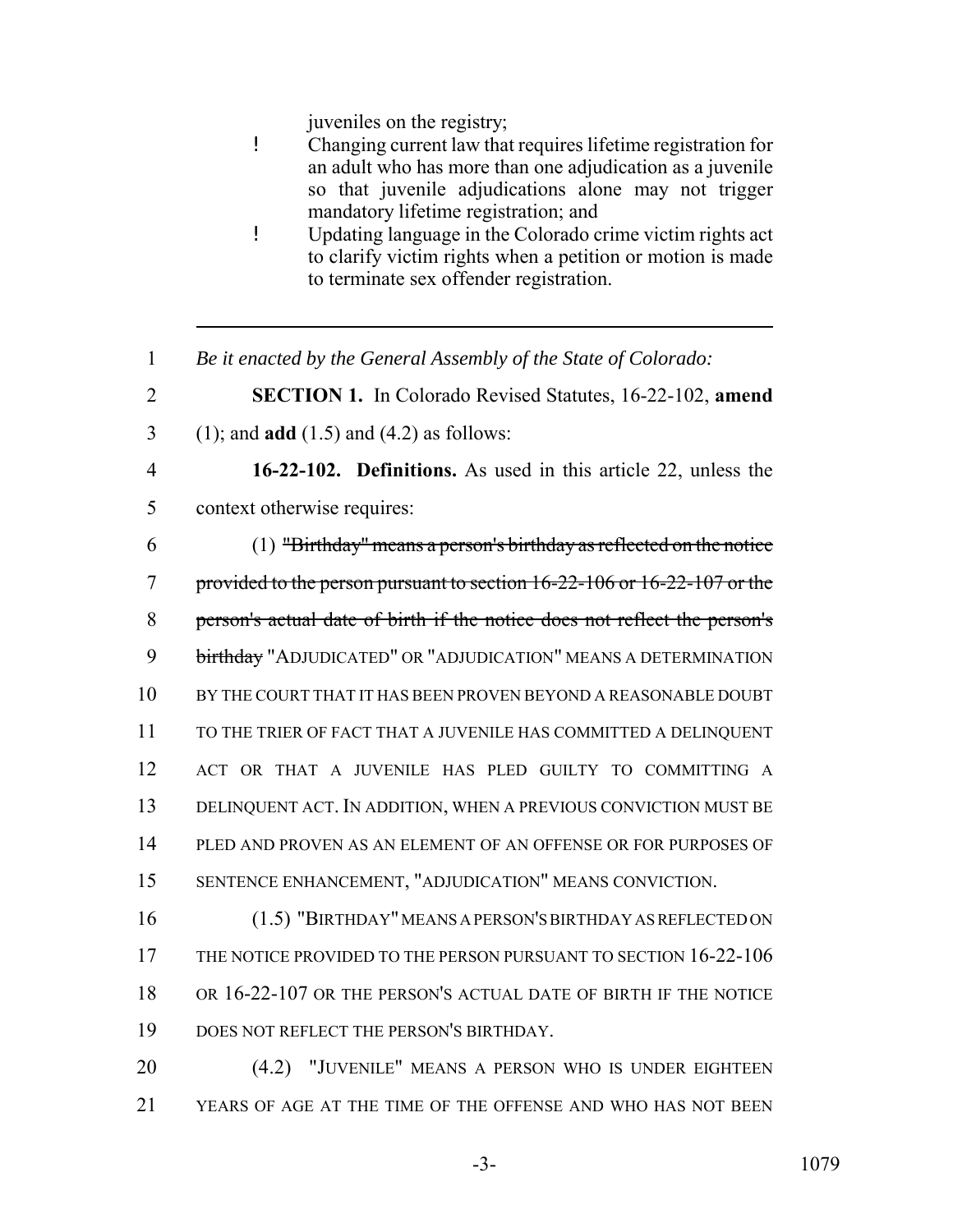juveniles on the registry;

- Changing current law that requires lifetime registration for an adult who has more than one adjudication as a juvenile so that juvenile adjudications alone may not trigger mandatory lifetime registration; and
- Updating language in the Colorado crime victim rights act to clarify victim rights when a petition or motion is made to terminate sex offender registration.

---

1 *Be it enacted by the General Assembly of the State of Colorado:*

2 **SECTION 1.** In Colorado Revised Statutes, 16-22-102, **amend**

3 (1); and **add** (1.5) and (4.2) as follows:

4 **16-22-102. Definitions.** As used in this article 22, unless the

5 context otherwise requires:

6 (1) ~~"Birthday" means a person's birthday as reflected on the notice~~

7 ~~provided to the person pursuant to section 16-22-106 or 16-22-107 or the~~

8 ~~person's actual date of birth if the notice does not reflect the person's~~

9 ~~birthday~~ "ADJUDICATED" OR "ADJUDICATION" MEANS A DETERMINATION

10 BY THE COURT THAT IT HAS BEEN PROVEN BEYOND A REASONABLE DOUBT

11 TO THE TRIER OF FACT THAT A JUVENILE HAS COMMITTED A DELINQUENT

12 ACT OR THAT A JUVENILE HAS PLED GUILTY TO COMMITTING A

13 DELINQUENT ACT. IN ADDITION, WHEN A PREVIOUS CONVICTION MUST BE

14 PLED AND PROVEN AS AN ELEMENT OF AN OFFENSE OR FOR PURPOSES OF

15 SENTENCE ENHANCEMENT, "ADJUDICATION" MEANS CONVICTION.

16 (1.5) "BIRTHDAY" MEANS A PERSON'S BIRTHDAY AS REFLECTED ON

17 THE NOTICE PROVIDED TO THE PERSON PURSUANT TO SECTION 16-22-106

18 OR 16-22-107 OR THE PERSON'S ACTUAL DATE OF BIRTH IF THE NOTICE

19 DOES NOT REFLECT THE PERSON'S BIRTHDAY.

20 (4.2) "JUVENILE" MEANS A PERSON WHO IS UNDER EIGHTEEN

21 YEARS OF AGE AT THE TIME OF THE OFFENSE AND WHO HAS NOT BEEN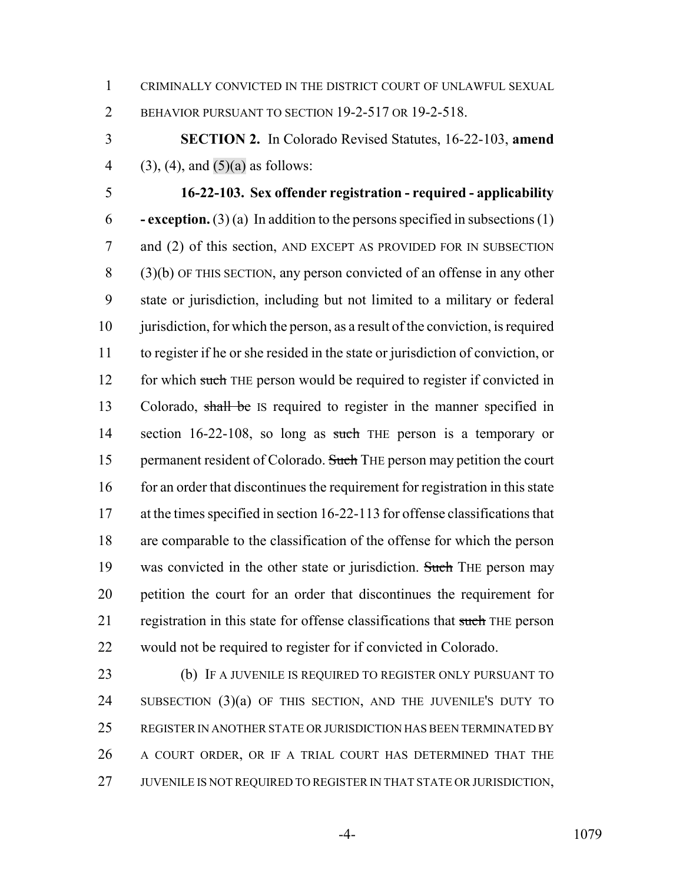CRIMINALLY CONVICTED IN THE DISTRICT COURT OF UNLAWFUL SEXUAL BEHAVIOR PURSUANT TO SECTION 19-2-517 OR 19-2-518.

**SECTION 2.** In Colorado Revised Statutes, 16-22-103, **amend** (3), (4), and (5)(a) as follows:

**16-22-103. Sex offender registration - required - applicability - exception.** (3) (a) In addition to the persons specified in subsections (1) and (2) of this section, AND EXCEPT AS PROVIDED FOR IN SUBSECTION (3)(b) OF THIS SECTION, any person convicted of an offense in any other state or jurisdiction, including but not limited to a military or federal jurisdiction, for which the person, as a result of the conviction, is required to register if he or she resided in the state or jurisdiction of conviction, or for which ~~such~~ THE person would be required to register if convicted in Colorado, ~~shall be~~ IS required to register in the manner specified in section 16-22-108, so long as ~~such~~ THE person is a temporary or permanent resident of Colorado. ~~Such~~ THE person may petition the court for an order that discontinues the requirement for registration in this state at the times specified in section 16-22-113 for offense classifications that are comparable to the classification of the offense for which the person was convicted in the other state or jurisdiction. ~~Such~~ THE person may petition the court for an order that discontinues the requirement for registration in this state for offense classifications that ~~such~~ THE person would not be required to register for if convicted in Colorado.

(b) IF A JUVENILE IS REQUIRED TO REGISTER ONLY PURSUANT TO SUBSECTION (3)(a) OF THIS SECTION, AND THE JUVENILE'S DUTY TO REGISTER IN ANOTHER STATE OR JURISDICTION HAS BEEN TERMINATED BY A COURT ORDER, OR IF A TRIAL COURT HAS DETERMINED THAT THE JUVENILE IS NOT REQUIRED TO REGISTER IN THAT STATE OR JURISDICTION,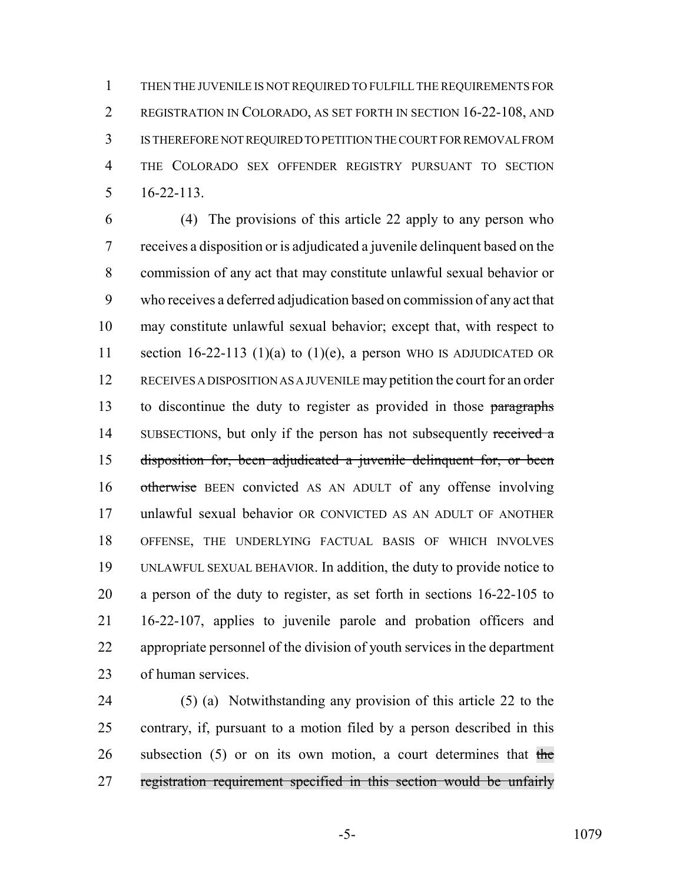THEN THE JUVENILE IS NOT REQUIRED TO FULFILL THE REQUIREMENTS FOR REGISTRATION IN COLORADO, AS SET FORTH IN SECTION 16-22-108, AND IS THEREFORE NOT REQUIRED TO PETITION THE COURT FOR REMOVAL FROM THE COLORADO SEX OFFENDER REGISTRY PURSUANT TO SECTION 16-22-113.

(4) The provisions of this article 22 apply to any person who receives a disposition or is adjudicated a juvenile delinquent based on the commission of any act that may constitute unlawful sexual behavior or who receives a deferred adjudication based on commission of any act that may constitute unlawful sexual behavior; except that, with respect to section 16-22-113 (1)(a) to (1)(e), a person WHO IS ADJUDICATED OR RECEIVES A DISPOSITION AS A JUVENILE may petition the court for an order to discontinue the duty to register as provided in those ~~paragraphs~~ SUBSECTIONS, but only if the person has not subsequently ~~received a disposition for, been adjudicated a juvenile delinquent for, or been otherwise~~ BEEN convicted AS AN ADULT of any offense involving unlawful sexual behavior OR CONVICTED AS AN ADULT OF ANOTHER OFFENSE, THE UNDERLYING FACTUAL BASIS OF WHICH INVOLVES UNLAWFUL SEXUAL BEHAVIOR. In addition, the duty to provide notice to a person of the duty to register, as set forth in sections 16-22-105 to 16-22-107, applies to juvenile parole and probation officers and appropriate personnel of the division of youth services in the department of human services.

(5) (a) Notwithstanding any provision of this article 22 to the contrary, if, pursuant to a motion filed by a person described in this subsection (5) or on its own motion, a court determines that ~~the registration requirement specified in this section would be unfairly~~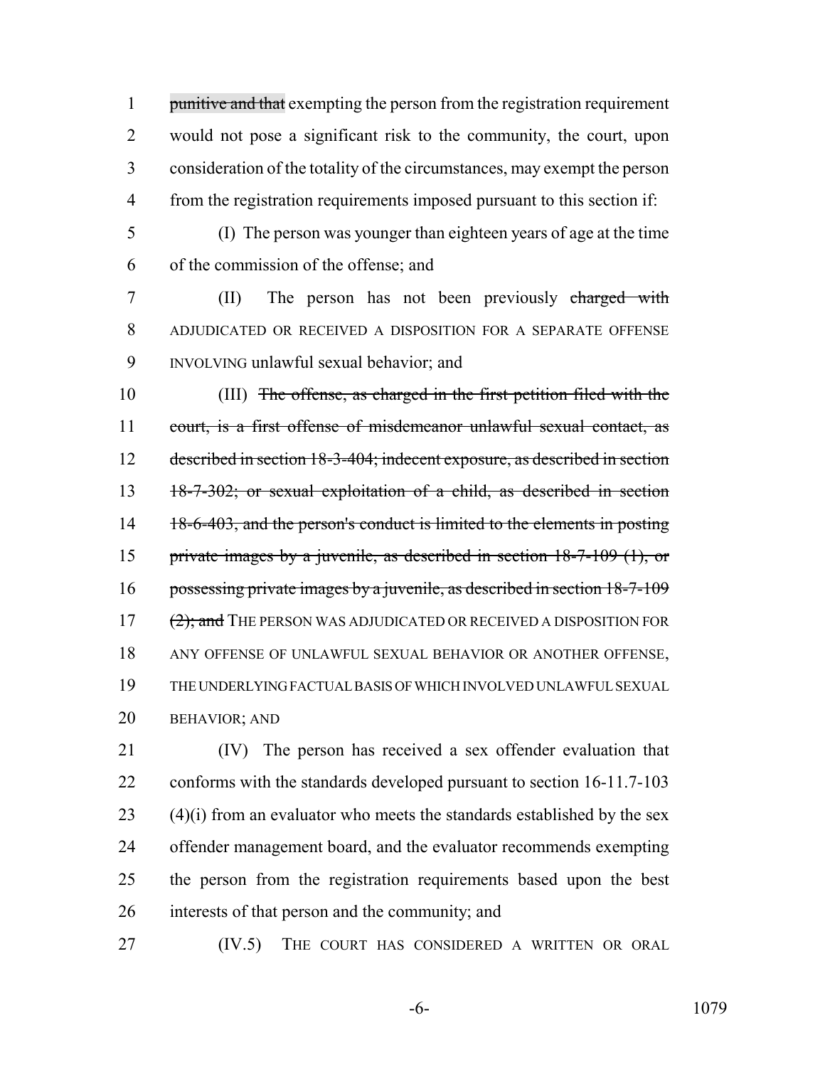~~punitive and that~~ exempting the person from the registration requirement would not pose a significant risk to the community, the court, upon consideration of the totality of the circumstances, may exempt the person from the registration requirements imposed pursuant to this section if:

(I) The person was younger than eighteen years of age at the time of the commission of the offense; and

(II) The person has not been previously ~~charged with~~ ADJUDICATED OR RECEIVED A DISPOSITION FOR A SEPARATE OFFENSE INVOLVING unlawful sexual behavior; and

(III) ~~The offense, as charged in the first petition filed with the court, is a first offense of misdemeanor unlawful sexual contact, as described in section 18-3-404; indecent exposure, as described in section 18-7-302; or sexual exploitation of a child, as described in section 18-6-403, and the person's conduct is limited to the elements in posting private images by a juvenile, as described in section 18-7-109 (1), or possessing private images by a juvenile, as described in section 18-7-109 (2); and~~ THE PERSON WAS ADJUDICATED OR RECEIVED A DISPOSITION FOR ANY OFFENSE OF UNLAWFUL SEXUAL BEHAVIOR OR ANOTHER OFFENSE, THE UNDERLYING FACTUAL BASIS OF WHICH INVOLVED UNLAWFUL SEXUAL BEHAVIOR; AND

(IV) The person has received a sex offender evaluation that conforms with the standards developed pursuant to section 16-11.7-103 (4)(i) from an evaluator who meets the standards established by the sex offender management board, and the evaluator recommends exempting the person from the registration requirements based upon the best interests of that person and the community; and

(IV.5) THE COURT HAS CONSIDERED A WRITTEN OR ORAL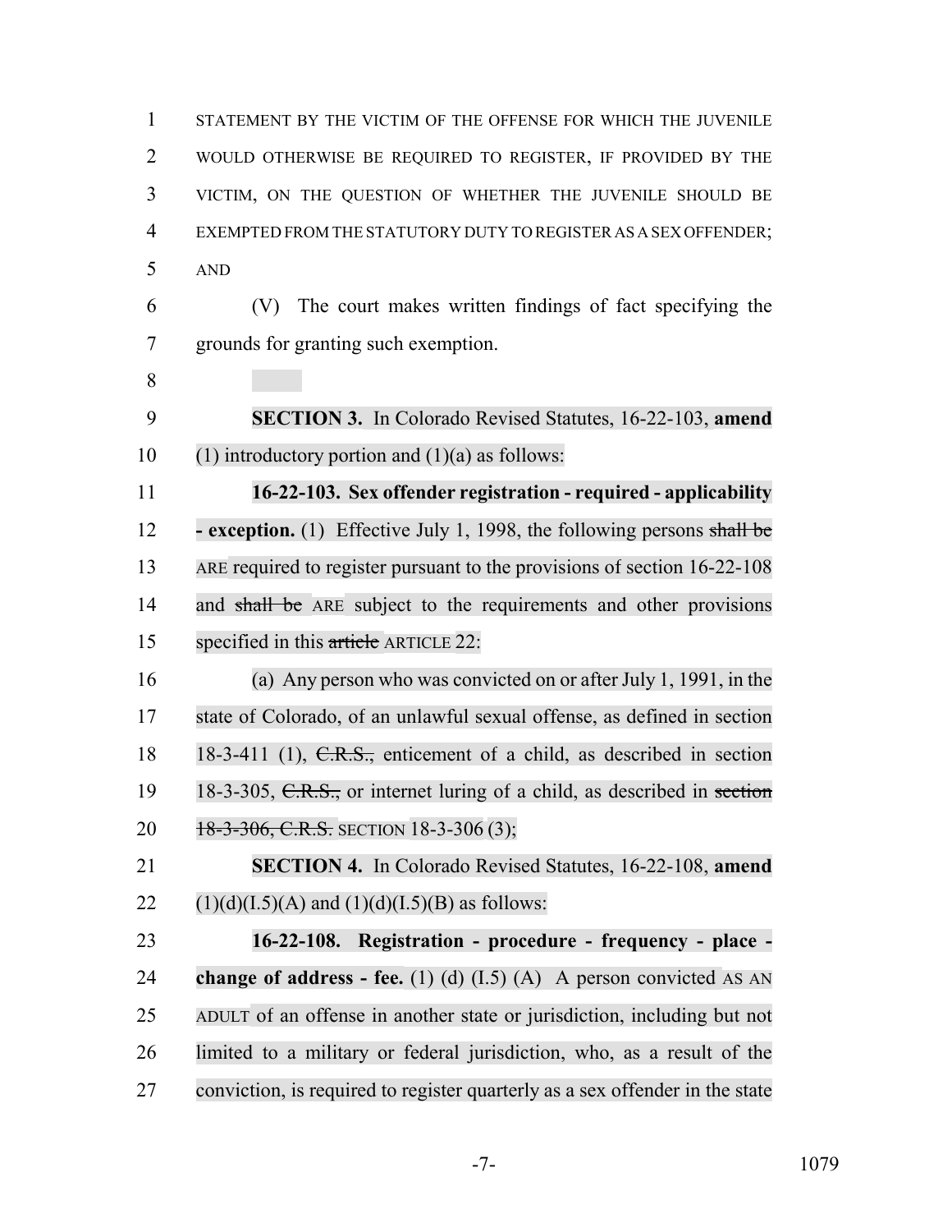STATEMENT BY THE VICTIM OF THE OFFENSE FOR WHICH THE JUVENILE WOULD OTHERWISE BE REQUIRED TO REGISTER, IF PROVIDED BY THE VICTIM, ON THE QUESTION OF WHETHER THE JUVENILE SHOULD BE EXEMPTED FROM THE STATUTORY DUTY TO REGISTER AS A SEX OFFENDER; AND

(V) The court makes written findings of fact specifying the grounds for granting such exemption.

**SECTION 3.** In Colorado Revised Statutes, 16-22-103, **amend** (1) introductory portion and (1)(a) as follows:

**16-22-103. Sex offender registration - required - applicability - exception.** (1) Effective July 1, 1998, the following persons ~~shall be~~ ARE required to register pursuant to the provisions of section 16-22-108 and ~~shall be~~ ARE subject to the requirements and other provisions specified in this ~~article~~ ARTICLE 22:

(a) Any person who was convicted on or after July 1, 1991, in the state of Colorado, of an unlawful sexual offense, as defined in section 18-3-411 (1), ~~C.R.S.,~~ enticement of a child, as described in section 18-3-305, ~~C.R.S.,~~ or internet luring of a child, as described in ~~section 18-3-306, C.R.S.~~ SECTION 18-3-306 (3);

**SECTION 4.** In Colorado Revised Statutes, 16-22-108, **amend** (1)(d)(I.5)(A) and (1)(d)(I.5)(B) as follows:

**16-22-108. Registration - procedure - frequency - place - change of address - fee.** (1) (d) (I.5) (A) A person convicted AS AN ADULT of an offense in another state or jurisdiction, including but not limited to a military or federal jurisdiction, who, as a result of the conviction, is required to register quarterly as a sex offender in the state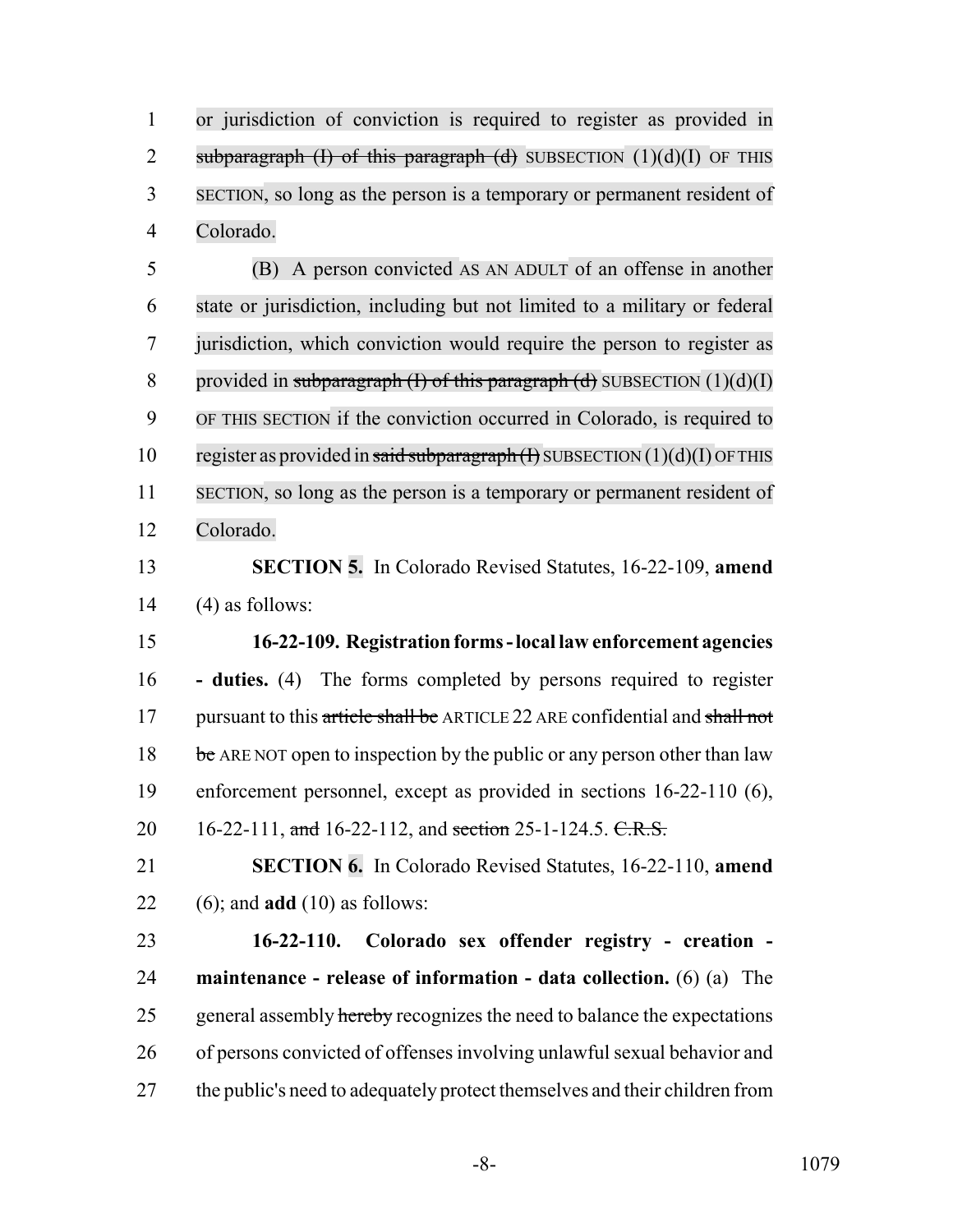or jurisdiction of conviction is required to register as provided in ~~subparagraph (I) of this paragraph (d)~~ SUBSECTION (1)(d)(I) OF THIS SECTION, so long as the person is a temporary or permanent resident of Colorado.

(B) A person convicted AS AN ADULT of an offense in another state or jurisdiction, including but not limited to a military or federal jurisdiction, which conviction would require the person to register as provided in ~~subparagraph (I) of this paragraph (d)~~ SUBSECTION (1)(d)(I) OF THIS SECTION if the conviction occurred in Colorado, is required to register as provided in ~~said subparagraph (I)~~ SUBSECTION (1)(d)(I) OF THIS SECTION, so long as the person is a temporary or permanent resident of Colorado.

**SECTION 5.** In Colorado Revised Statutes, 16-22-109, **amend** (4) as follows:

**16-22-109. Registration forms - local law enforcement agencies - duties.** (4) The forms completed by persons required to register pursuant to this ~~article shall be~~ ARTICLE 22 ARE confidential and ~~shall not be~~ ARE NOT open to inspection by the public or any person other than law enforcement personnel, except as provided in sections 16-22-110 (6), 16-22-111, ~~and~~ 16-22-112, and ~~section~~ 25-1-124.5. ~~C.R.S.~~

**SECTION 6.** In Colorado Revised Statutes, 16-22-110, **amend** (6); and **add** (10) as follows:

**16-22-110. Colorado sex offender registry - creation - maintenance - release of information - data collection.** (6) (a) The general assembly ~~hereby~~ recognizes the need to balance the expectations of persons convicted of offenses involving unlawful sexual behavior and the public's need to adequately protect themselves and their children from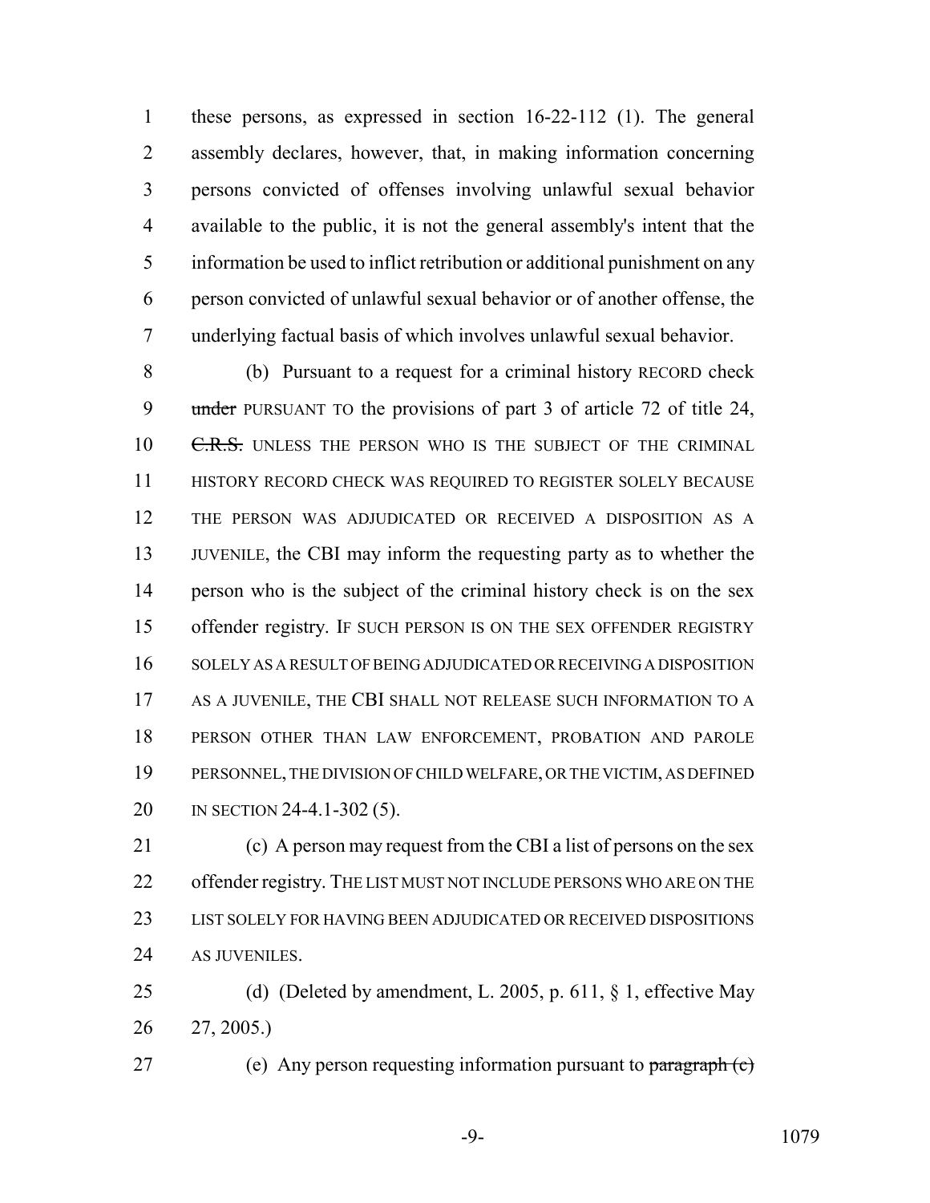these persons, as expressed in section 16-22-112 (1). The general assembly declares, however, that, in making information concerning persons convicted of offenses involving unlawful sexual behavior available to the public, it is not the general assembly's intent that the information be used to inflict retribution or additional punishment on any person convicted of unlawful sexual behavior or of another offense, the underlying factual basis of which involves unlawful sexual behavior.

(b) Pursuant to a request for a criminal history RECORD check ~~under~~ PURSUANT TO the provisions of part 3 of article 72 of title 24, ~~C.R.S.~~ UNLESS THE PERSON WHO IS THE SUBJECT OF THE CRIMINAL HISTORY RECORD CHECK WAS REQUIRED TO REGISTER SOLELY BECAUSE THE PERSON WAS ADJUDICATED OR RECEIVED A DISPOSITION AS A JUVENILE, the CBI may inform the requesting party as to whether the person who is the subject of the criminal history check is on the sex offender registry. IF SUCH PERSON IS ON THE SEX OFFENDER REGISTRY SOLELY AS A RESULT OF BEING ADJUDICATED OR RECEIVING A DISPOSITION AS A JUVENILE, THE CBI SHALL NOT RELEASE SUCH INFORMATION TO A PERSON OTHER THAN LAW ENFORCEMENT, PROBATION AND PAROLE PERSONNEL, THE DIVISION OF CHILD WELFARE, OR THE VICTIM, AS DEFINED IN SECTION 24-4.1-302 (5).

(c) A person may request from the CBI a list of persons on the sex offender registry. THE LIST MUST NOT INCLUDE PERSONS WHO ARE ON THE LIST SOLELY FOR HAVING BEEN ADJUDICATED OR RECEIVED DISPOSITIONS AS JUVENILES.

(d) (Deleted by amendment, L. 2005, p. 611, § 1, effective May 27, 2005.)

(e) Any person requesting information pursuant to ~~paragraph (c)~~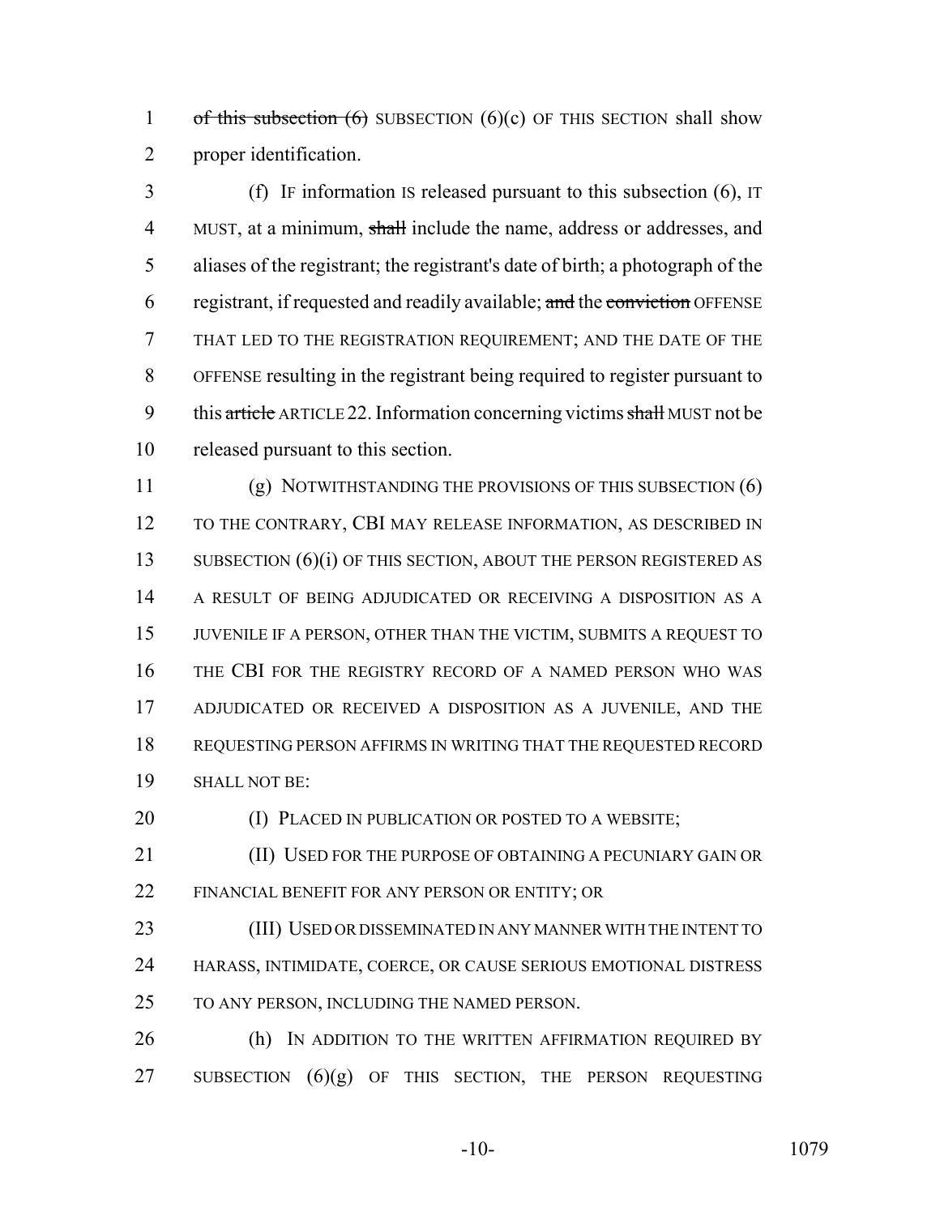of this subsection (6) SUBSECTION (6)(c) OF THIS SECTION shall show proper identification.

(f) IF information IS released pursuant to this subsection (6), IT MUST, at a minimum, shall include the name, address or addresses, and aliases of the registrant; the registrant's date of birth; a photograph of the registrant, if requested and readily available; and the conviction OFFENSE THAT LED TO THE REGISTRATION REQUIREMENT; AND THE DATE OF THE OFFENSE resulting in the registrant being required to register pursuant to this article ARTICLE 22. Information concerning victims shall MUST not be released pursuant to this section.

(g) NOTWITHSTANDING THE PROVISIONS OF THIS SUBSECTION (6) TO THE CONTRARY, CBI MAY RELEASE INFORMATION, AS DESCRIBED IN SUBSECTION (6)(i) OF THIS SECTION, ABOUT THE PERSON REGISTERED AS A RESULT OF BEING ADJUDICATED OR RECEIVING A DISPOSITION AS A JUVENILE IF A PERSON, OTHER THAN THE VICTIM, SUBMITS A REQUEST TO THE CBI FOR THE REGISTRY RECORD OF A NAMED PERSON WHO WAS ADJUDICATED OR RECEIVED A DISPOSITION AS A JUVENILE, AND THE REQUESTING PERSON AFFIRMS IN WRITING THAT THE REQUESTED RECORD SHALL NOT BE:

(I) PLACED IN PUBLICATION OR POSTED TO A WEBSITE;

(II) USED FOR THE PURPOSE OF OBTAINING A PECUNIARY GAIN OR FINANCIAL BENEFIT FOR ANY PERSON OR ENTITY; OR

(III) USED OR DISSEMINATED IN ANY MANNER WITH THE INTENT TO HARASS, INTIMIDATE, COERCE, OR CAUSE SERIOUS EMOTIONAL DISTRESS TO ANY PERSON, INCLUDING THE NAMED PERSON.

(h) IN ADDITION TO THE WRITTEN AFFIRMATION REQUIRED BY SUBSECTION (6)(g) OF THIS SECTION, THE PERSON REQUESTING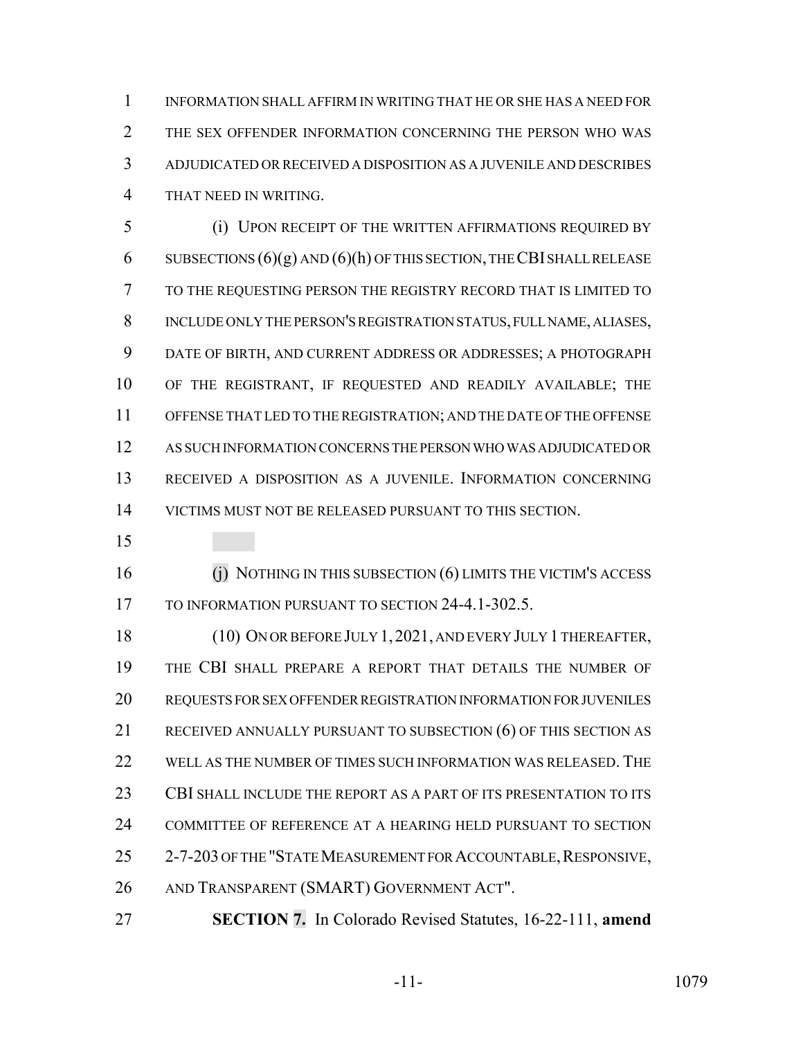INFORMATION SHALL AFFIRM IN WRITING THAT HE OR SHE HAS A NEED FOR THE SEX OFFENDER INFORMATION CONCERNING THE PERSON WHO WAS ADJUDICATED OR RECEIVED A DISPOSITION AS A JUVENILE AND DESCRIBES THAT NEED IN WRITING.

(i) UPON RECEIPT OF THE WRITTEN AFFIRMATIONS REQUIRED BY SUBSECTIONS (6)(g) AND (6)(h) OF THIS SECTION, THE CBI SHALL RELEASE TO THE REQUESTING PERSON THE REGISTRY RECORD THAT IS LIMITED TO INCLUDE ONLY THE PERSON'S REGISTRATION STATUS, FULL NAME, ALIASES, DATE OF BIRTH, AND CURRENT ADDRESS OR ADDRESSES; A PHOTOGRAPH OF THE REGISTRANT, IF REQUESTED AND READILY AVAILABLE; THE OFFENSE THAT LED TO THE REGISTRATION; AND THE DATE OF THE OFFENSE AS SUCH INFORMATION CONCERNS THE PERSON WHO WAS ADJUDICATED OR RECEIVED A DISPOSITION AS A JUVENILE. INFORMATION CONCERNING VICTIMS MUST NOT BE RELEASED PURSUANT TO THIS SECTION.

(j) NOTHING IN THIS SUBSECTION (6) LIMITS THE VICTIM'S ACCESS TO INFORMATION PURSUANT TO SECTION 24-4.1-302.5.

(10) ON OR BEFORE JULY 1, 2021, AND EVERY JULY 1 THEREAFTER, THE CBI SHALL PREPARE A REPORT THAT DETAILS THE NUMBER OF REQUESTS FOR SEX OFFENDER REGISTRATION INFORMATION FOR JUVENILES RECEIVED ANNUALLY PURSUANT TO SUBSECTION (6) OF THIS SECTION AS WELL AS THE NUMBER OF TIMES SUCH INFORMATION WAS RELEASED. THE CBI SHALL INCLUDE THE REPORT AS A PART OF ITS PRESENTATION TO ITS COMMITTEE OF REFERENCE AT A HEARING HELD PURSUANT TO SECTION 2-7-203 OF THE "STATE MEASUREMENT FOR ACCOUNTABLE, RESPONSIVE, AND TRANSPARENT (SMART) GOVERNMENT ACT".

**SECTION 7.** In Colorado Revised Statutes, 16-22-111, **amend**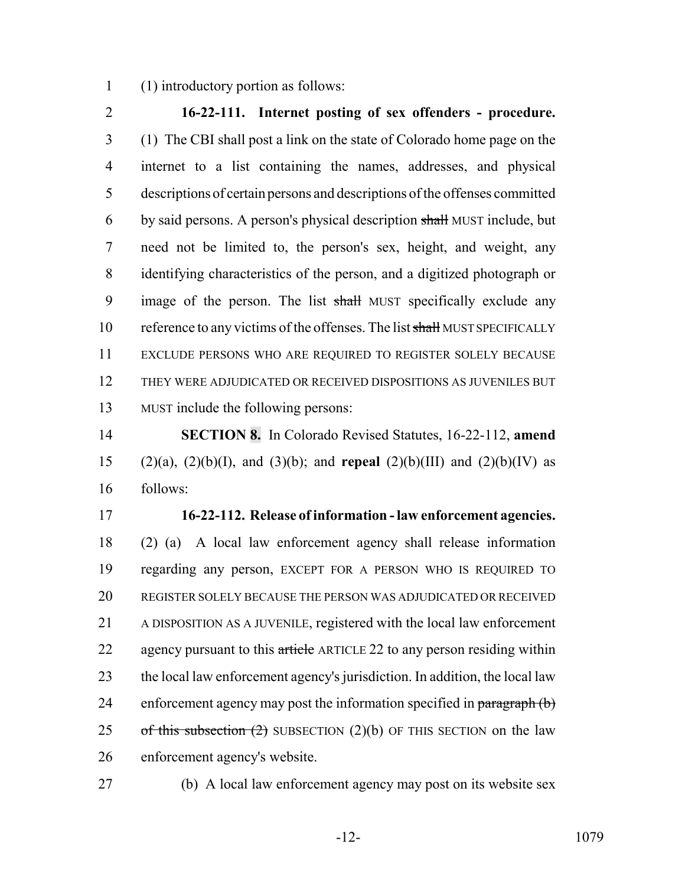(1) introductory portion as follows:

**16-22-111. Internet posting of sex offenders - procedure.** (1) The CBI shall post a link on the state of Colorado home page on the internet to a list containing the names, addresses, and physical descriptions of certain persons and descriptions of the offenses committed by said persons. A person's physical description ~~shall~~ MUST include, but need not be limited to, the person's sex, height, and weight, any identifying characteristics of the person, and a digitized photograph or image of the person. The list ~~shall~~ MUST specifically exclude any reference to any victims of the offenses. The list ~~shall~~ MUST SPECIFICALLY EXCLUDE PERSONS WHO ARE REQUIRED TO REGISTER SOLELY BECAUSE THEY WERE ADJUDICATED OR RECEIVED DISPOSITIONS AS JUVENILES BUT MUST include the following persons:

**SECTION 8.** In Colorado Revised Statutes, 16-22-112, **amend** (2)(a), (2)(b)(I), and (3)(b); and **repeal** (2)(b)(III) and (2)(b)(IV) as follows:

**16-22-112. Release of information - law enforcement agencies.** (2) (a) A local law enforcement agency shall release information regarding any person, EXCEPT FOR A PERSON WHO IS REQUIRED TO REGISTER SOLELY BECAUSE THE PERSON WAS ADJUDICATED OR RECEIVED A DISPOSITION AS A JUVENILE, registered with the local law enforcement agency pursuant to this ~~article~~ ARTICLE 22 to any person residing within the local law enforcement agency's jurisdiction. In addition, the local law enforcement agency may post the information specified in ~~paragraph (b) of this subsection (2)~~ SUBSECTION (2)(b) OF THIS SECTION on the law enforcement agency's website.

(b) A local law enforcement agency may post on its website sex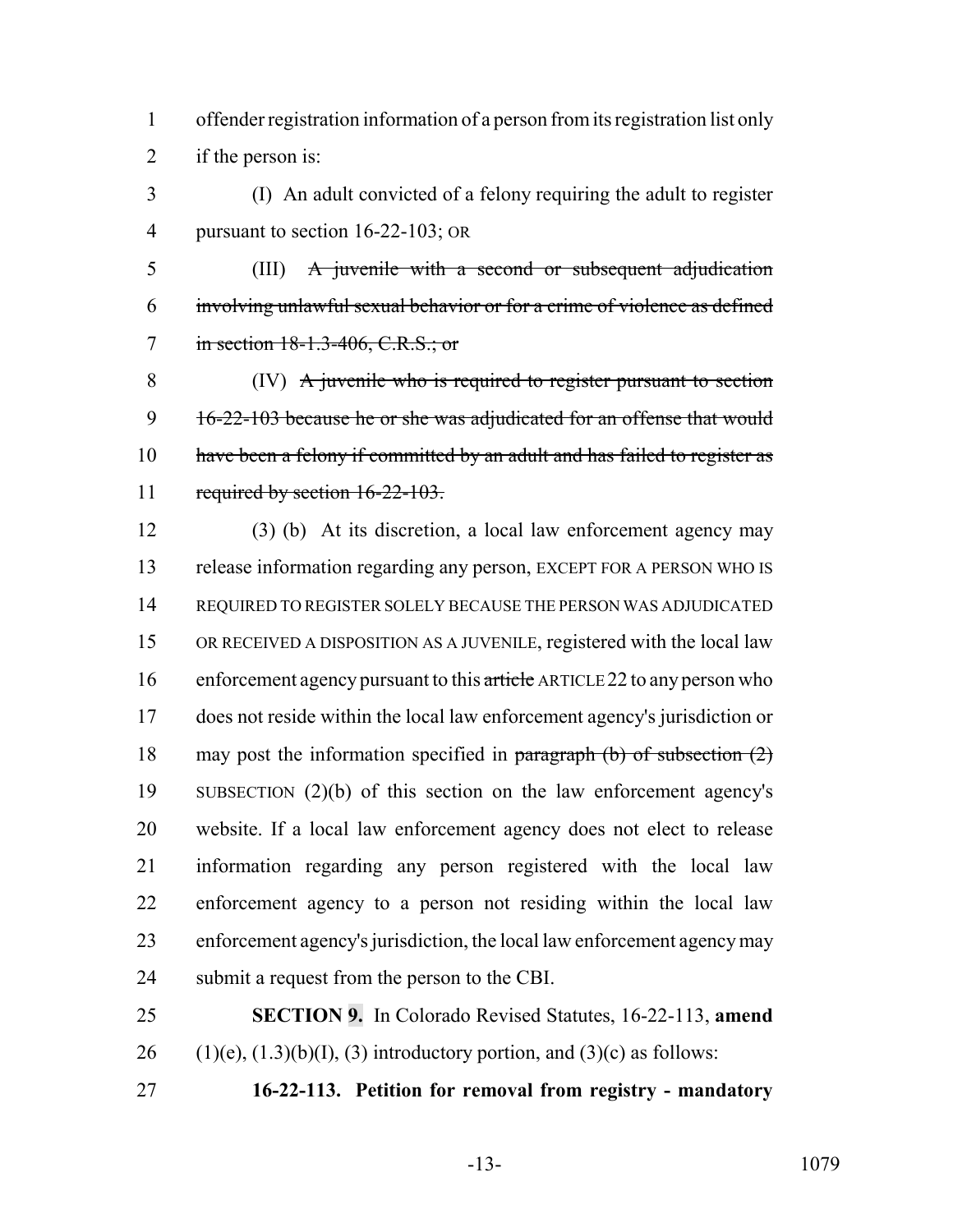offender registration information of a person from its registration list only if the person is:

(I) An adult convicted of a felony requiring the adult to register pursuant to section 16-22-103; OR

(III) ~~A juvenile with a second or subsequent adjudication involving unlawful sexual behavior or for a crime of violence as defined in section 18-1.3-406, C.R.S.; or~~

(IV) ~~A juvenile who is required to register pursuant to section 16-22-103 because he or she was adjudicated for an offense that would have been a felony if committed by an adult and has failed to register as required by section 16-22-103.~~

(3) (b) At its discretion, a local law enforcement agency may release information regarding any person, EXCEPT FOR A PERSON WHO IS REQUIRED TO REGISTER SOLELY BECAUSE THE PERSON WAS ADJUDICATED OR RECEIVED A DISPOSITION AS A JUVENILE, registered with the local law enforcement agency pursuant to this ~~article~~ ARTICLE 22 to any person who does not reside within the local law enforcement agency's jurisdiction or may post the information specified in ~~paragraph (b) of subsection (2)~~ SUBSECTION (2)(b) of this section on the law enforcement agency's website. If a local law enforcement agency does not elect to release information regarding any person registered with the local law enforcement agency to a person not residing within the local law enforcement agency's jurisdiction, the local law enforcement agency may submit a request from the person to the CBI.

**SECTION 9.** In Colorado Revised Statutes, 16-22-113, **amend** (1)(e), (1.3)(b)(I), (3) introductory portion, and (3)(c) as follows:

**16-22-113. Petition for removal from registry - mandatory**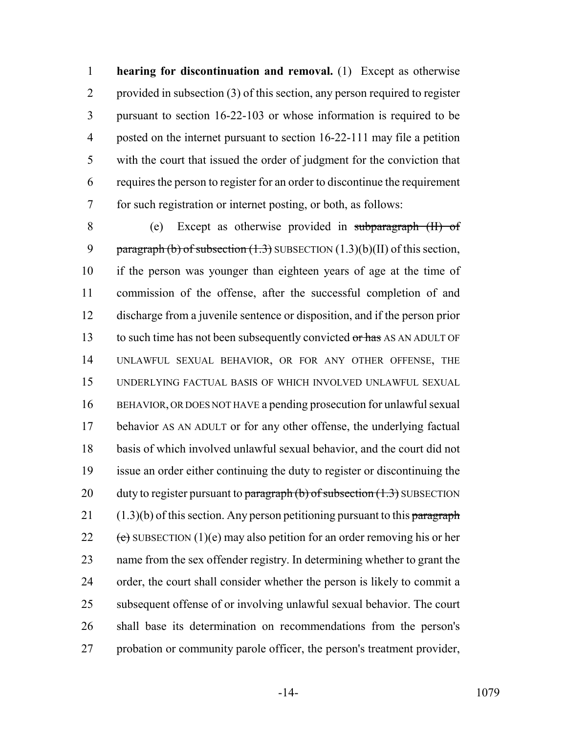**hearing for discontinuation and removal.** (1) Except as otherwise provided in subsection (3) of this section, any person required to register pursuant to section 16-22-103 or whose information is required to be posted on the internet pursuant to section 16-22-111 may file a petition with the court that issued the order of judgment for the conviction that requires the person to register for an order to discontinue the requirement for such registration or internet posting, or both, as follows:

(e) Except as otherwise provided in ~~subparagraph (II) of paragraph (b) of subsection (1.3)~~ SUBSECTION (1.3)(b)(II) of this section, if the person was younger than eighteen years of age at the time of commission of the offense, after the successful completion of and discharge from a juvenile sentence or disposition, and if the person prior to such time has not been subsequently convicted ~~or has~~ AS AN ADULT OF UNLAWFUL SEXUAL BEHAVIOR, OR FOR ANY OTHER OFFENSE, THE UNDERLYING FACTUAL BASIS OF WHICH INVOLVED UNLAWFUL SEXUAL BEHAVIOR, OR DOES NOT HAVE a pending prosecution for unlawful sexual behavior AS AN ADULT or for any other offense, the underlying factual basis of which involved unlawful sexual behavior, and the court did not issue an order either continuing the duty to register or discontinuing the duty to register pursuant to ~~paragraph (b) of subsection (1.3)~~ SUBSECTION (1.3)(b) of this section. Any person petitioning pursuant to this ~~paragraph (e)~~ SUBSECTION (1)(e) may also petition for an order removing his or her name from the sex offender registry. In determining whether to grant the order, the court shall consider whether the person is likely to commit a subsequent offense of or involving unlawful sexual behavior. The court shall base its determination on recommendations from the person's probation or community parole officer, the person's treatment provider,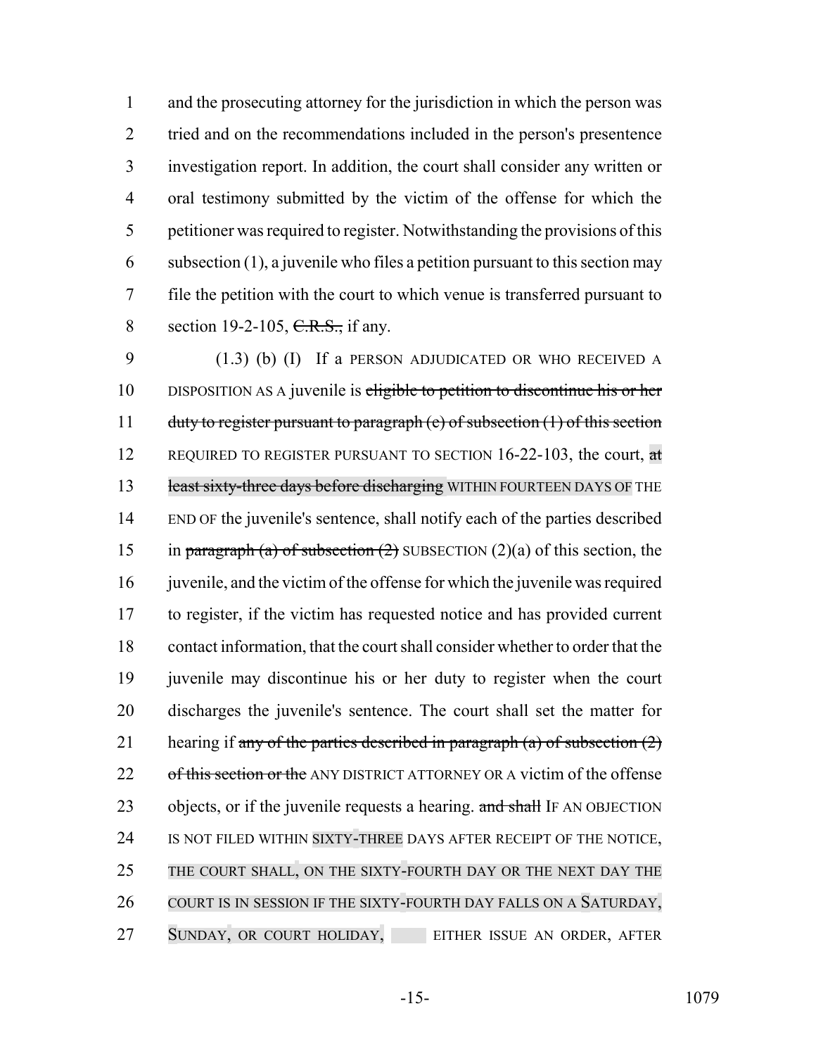and the prosecuting attorney for the jurisdiction in which the person was tried and on the recommendations included in the person's presentence investigation report. In addition, the court shall consider any written or oral testimony submitted by the victim of the offense for which the petitioner was required to register. Notwithstanding the provisions of this subsection (1), a juvenile who files a petition pursuant to this section may file the petition with the court to which venue is transferred pursuant to section 19-2-105, ~~C.R.S.,~~ if any.

(1.3) (b) (I) If a PERSON ADJUDICATED OR WHO RECEIVED A DISPOSITION AS A juvenile is ~~eligible to petition to discontinue his or her duty to register pursuant to paragraph (e) of subsection (1) of this section~~ REQUIRED TO REGISTER PURSUANT TO SECTION 16-22-103, the court, ~~at least sixty-three days before discharging~~ WITHIN FOURTEEN DAYS OF THE END OF the juvenile's sentence, shall notify each of the parties described in ~~paragraph (a) of subsection (2)~~ SUBSECTION (2)(a) of this section, the juvenile, and the victim of the offense for which the juvenile was required to register, if the victim has requested notice and has provided current contact information, that the court shall consider whether to order that the juvenile may discontinue his or her duty to register when the court discharges the juvenile's sentence. The court shall set the matter for hearing if ~~any of the parties described in paragraph (a) of subsection (2) of this section or the~~ ANY DISTRICT ATTORNEY OR A victim of the offense objects, or if the juvenile requests a hearing. ~~and shall~~ IF AN OBJECTION IS NOT FILED WITHIN SIXTY-THREE DAYS AFTER RECEIPT OF THE NOTICE, THE COURT SHALL, ON THE SIXTY-FOURTH DAY OR THE NEXT DAY THE COURT IS IN SESSION IF THE SIXTY-FOURTH DAY FALLS ON A SATURDAY, SUNDAY, OR COURT HOLIDAY, EITHER ISSUE AN ORDER, AFTER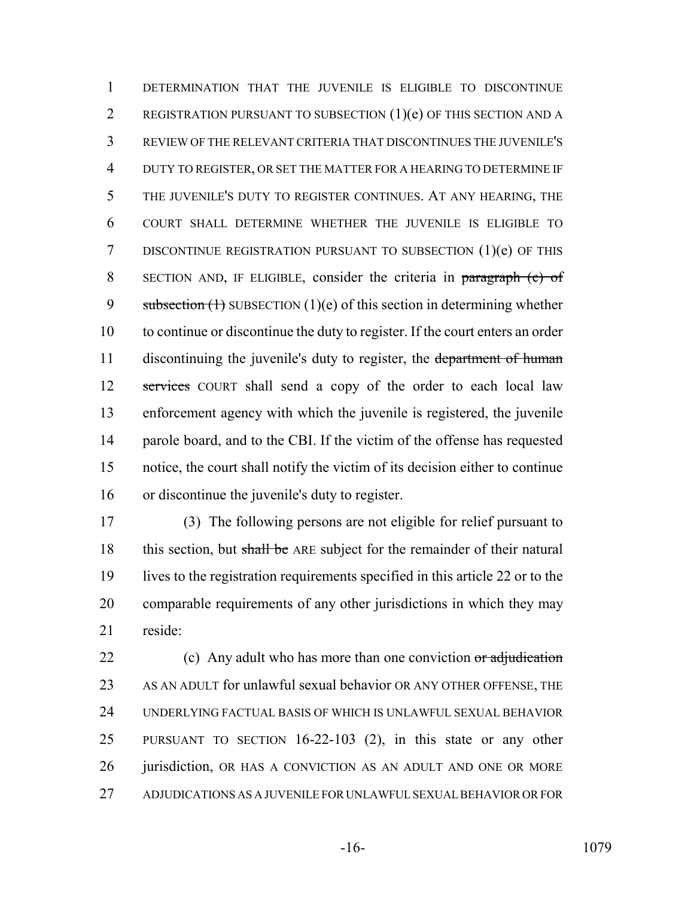DETERMINATION THAT THE JUVENILE IS ELIGIBLE TO DISCONTINUE REGISTRATION PURSUANT TO SUBSECTION (1)(e) OF THIS SECTION AND A REVIEW OF THE RELEVANT CRITERIA THAT DISCONTINUES THE JUVENILE'S DUTY TO REGISTER, OR SET THE MATTER FOR A HEARING TO DETERMINE IF THE JUVENILE'S DUTY TO REGISTER CONTINUES. AT ANY HEARING, THE COURT SHALL DETERMINE WHETHER THE JUVENILE IS ELIGIBLE TO DISCONTINUE REGISTRATION PURSUANT TO SUBSECTION (1)(e) OF THIS SECTION AND, IF ELIGIBLE, consider the criteria in ~~paragraph (e) of subsection (1)~~ SUBSECTION (1)(e) of this section in determining whether to continue or discontinue the duty to register. If the court enters an order discontinuing the juvenile's duty to register, the ~~department of human services~~ COURT shall send a copy of the order to each local law enforcement agency with which the juvenile is registered, the juvenile parole board, and to the CBI. If the victim of the offense has requested notice, the court shall notify the victim of its decision either to continue or discontinue the juvenile's duty to register.

(3) The following persons are not eligible for relief pursuant to this section, but ~~shall be~~ ARE subject for the remainder of their natural lives to the registration requirements specified in this article 22 or to the comparable requirements of any other jurisdictions in which they may reside:

(c) Any adult who has more than one conviction ~~or adjudication~~ AS AN ADULT for unlawful sexual behavior OR ANY OTHER OFFENSE, THE UNDERLYING FACTUAL BASIS OF WHICH IS UNLAWFUL SEXUAL BEHAVIOR PURSUANT TO SECTION 16-22-103 (2), in this state or any other jurisdiction, OR HAS A CONVICTION AS AN ADULT AND ONE OR MORE ADJUDICATIONS AS A JUVENILE FOR UNLAWFUL SEXUAL BEHAVIOR OR FOR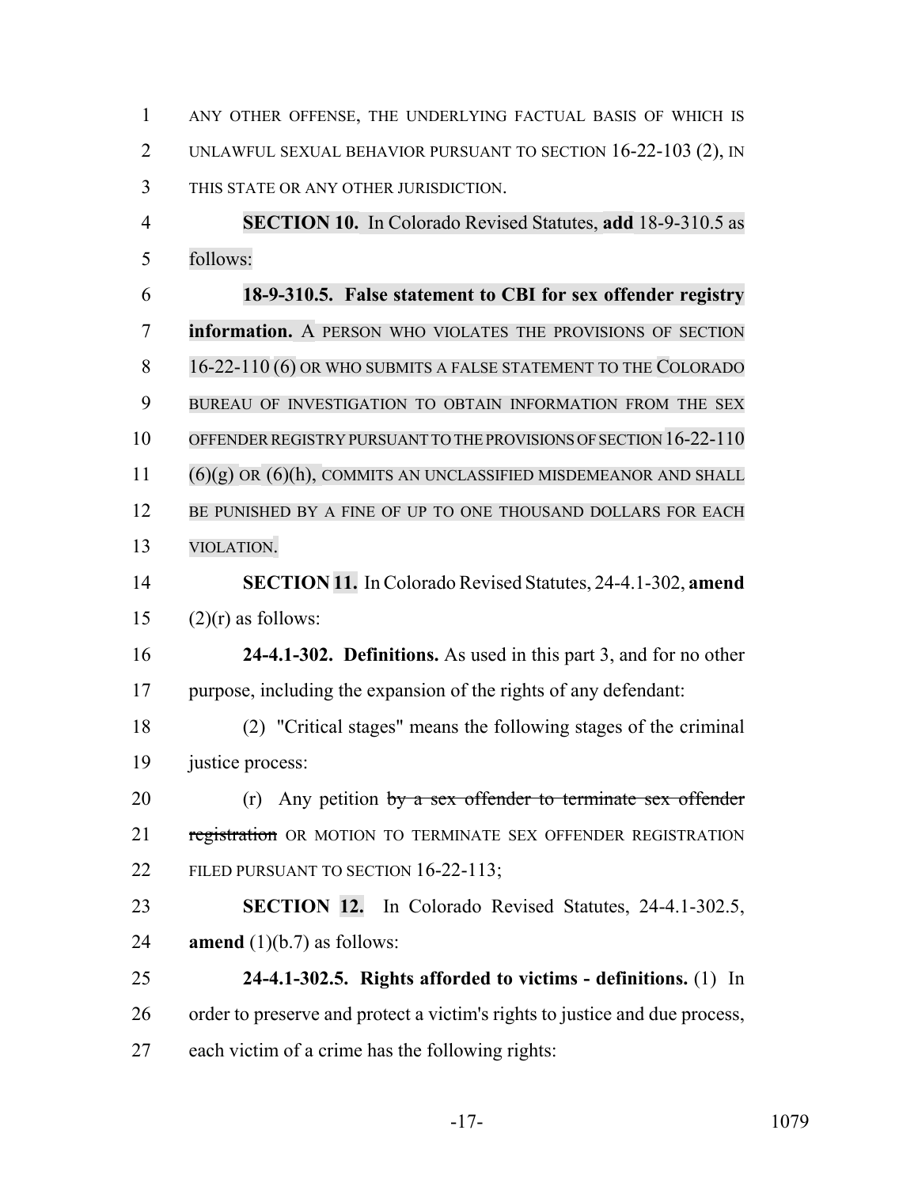ANY OTHER OFFENSE, THE UNDERLYING FACTUAL BASIS OF WHICH IS UNLAWFUL SEXUAL BEHAVIOR PURSUANT TO SECTION 16-22-103 (2), IN THIS STATE OR ANY OTHER JURISDICTION.

**SECTION 10.** In Colorado Revised Statutes, **add** 18-9-310.5 as follows:

**18-9-310.5. False statement to CBI for sex offender registry information.** A PERSON WHO VIOLATES THE PROVISIONS OF SECTION 16-22-110 (6) OR WHO SUBMITS A FALSE STATEMENT TO THE COLORADO BUREAU OF INVESTIGATION TO OBTAIN INFORMATION FROM THE SEX OFFENDER REGISTRY PURSUANT TO THE PROVISIONS OF SECTION 16-22-110 (6)(g) OR (6)(h), COMMITS AN UNCLASSIFIED MISDEMEANOR AND SHALL BE PUNISHED BY A FINE OF UP TO ONE THOUSAND DOLLARS FOR EACH VIOLATION.

**SECTION 11.** In Colorado Revised Statutes, 24-4.1-302, **amend** (2)(r) as follows:

**24-4.1-302. Definitions.** As used in this part 3, and for no other purpose, including the expansion of the rights of any defendant:

(2) "Critical stages" means the following stages of the criminal justice process:

(r) Any petition ~~by a sex offender to terminate sex offender registration~~ OR MOTION TO TERMINATE SEX OFFENDER REGISTRATION FILED PURSUANT TO SECTION 16-22-113;

**SECTION 12.** In Colorado Revised Statutes, 24-4.1-302.5, **amend** (1)(b.7) as follows:

**24-4.1-302.5. Rights afforded to victims - definitions.** (1) In order to preserve and protect a victim's rights to justice and due process, each victim of a crime has the following rights: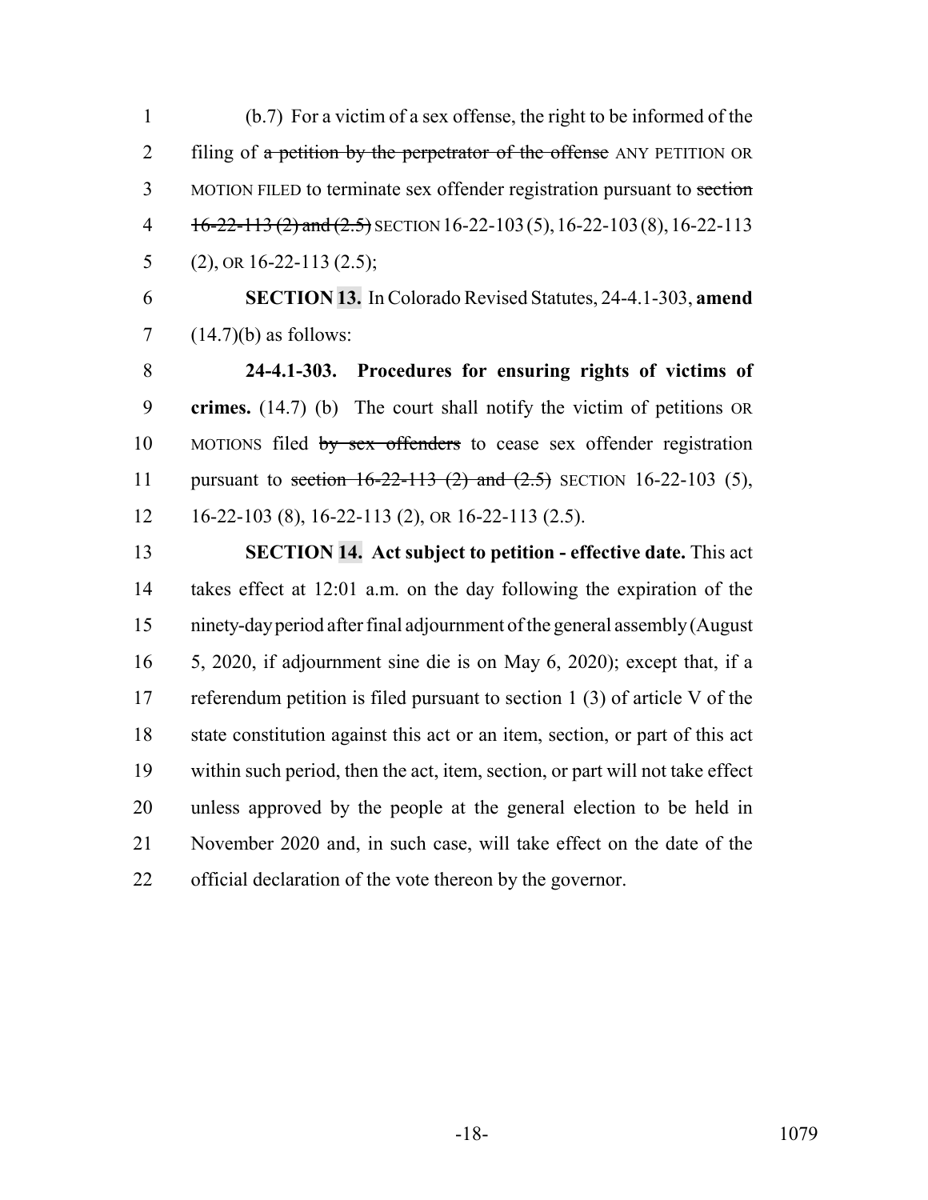(b.7) For a victim of a sex offense, the right to be informed of the filing of ~~a petition by the perpetrator of the offense~~ ANY PETITION OR MOTION FILED to terminate sex offender registration pursuant to ~~section 16-22-113 (2) and (2.5)~~ SECTION 16-22-103 (5), 16-22-103 (8), 16-22-113 (2), OR 16-22-113 (2.5);

**SECTION 13.** In Colorado Revised Statutes, 24-4.1-303, **amend** (14.7)(b) as follows:

**24-4.1-303. Procedures for ensuring rights of victims of crimes.** (14.7) (b) The court shall notify the victim of petitions OR MOTIONS filed ~~by sex offenders~~ to cease sex offender registration pursuant to ~~section 16-22-113 (2) and (2.5)~~ SECTION 16-22-103 (5), 16-22-103 (8), 16-22-113 (2), OR 16-22-113 (2.5).

**SECTION 14. Act subject to petition - effective date.** This act takes effect at 12:01 a.m. on the day following the expiration of the ninety-day period after final adjournment of the general assembly (August 5, 2020, if adjournment sine die is on May 6, 2020); except that, if a referendum petition is filed pursuant to section 1 (3) of article V of the state constitution against this act or an item, section, or part of this act within such period, then the act, item, section, or part will not take effect unless approved by the people at the general election to be held in November 2020 and, in such case, will take effect on the date of the official declaration of the vote thereon by the governor.